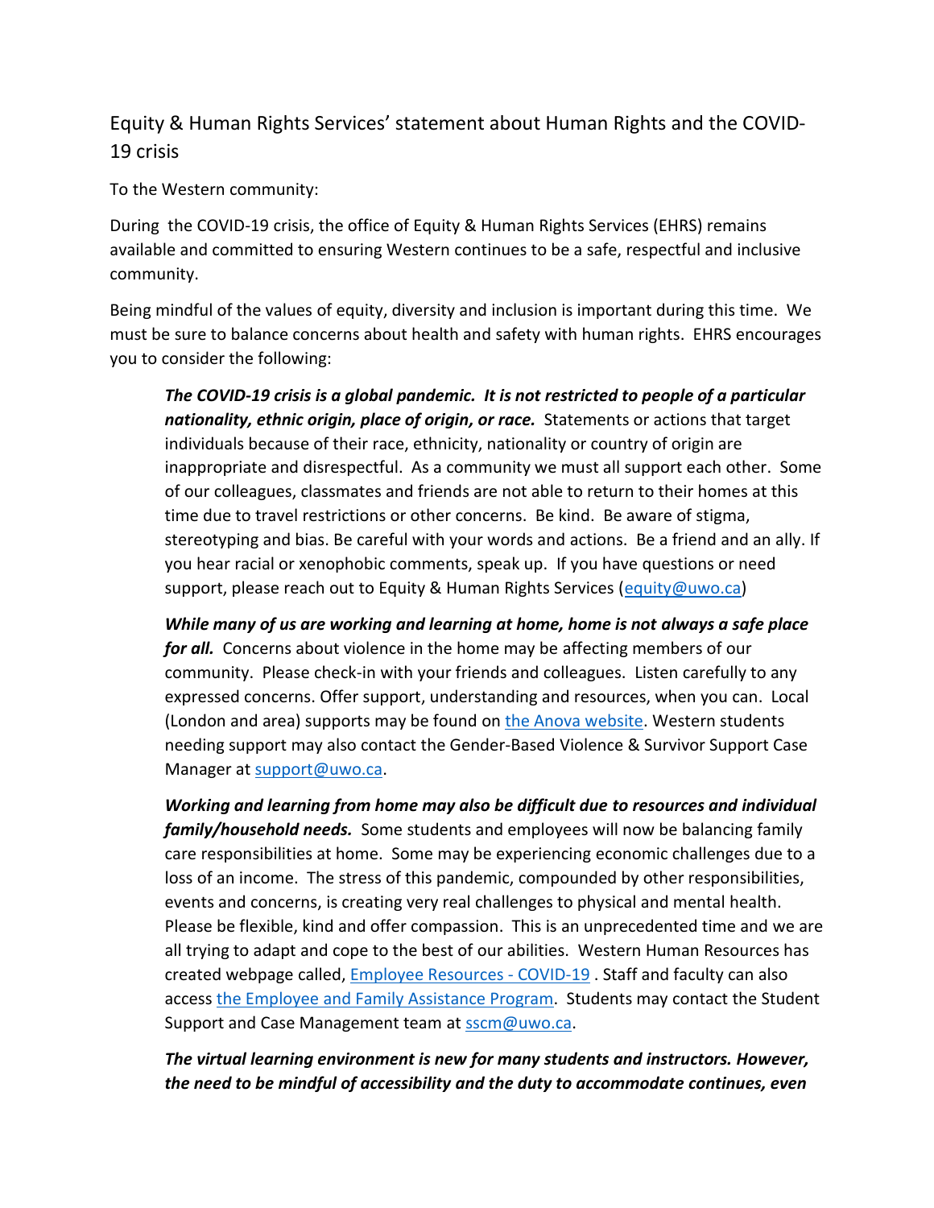## Equity & Human Rights Services' statement about Human Rights and the COVID-19 crisis

To the Western community:

During the COVID-19 crisis, the office of Equity & Human Rights Services (EHRS) remains available and committed to ensuring Western continues to be a safe, respectful and inclusive community.

Being mindful of the values of equity, diversity and inclusion is important during this time. We must be sure to balance concerns about health and safety with human rights. EHRS encourages you to consider the following:

> ***The COVID-19 crisis is a global pandemic. It is not restricted to people of a particular nationality, ethnic origin, place of origin, or race.*** Statements or actions that target individuals because of their race, ethnicity, nationality or country of origin are inappropriate and disrespectful. As a community we must all support each other. Some of our colleagues, classmates and friends are not able to return to their homes at this time due to travel restrictions or other concerns. Be kind. Be aware of stigma, stereotyping and bias. Be careful with your words and actions. Be a friend and an ally. If you hear racial or xenophobic comments, speak up. If you have questions or need support, please reach out to Equity & Human Rights Services (equity@uwo.ca)
>
> ***While many of us are working and learning at home, home is not always a safe place for all.*** Concerns about violence in the home may be affecting members of our community. Please check-in with your friends and colleagues. Listen carefully to any expressed concerns. Offer support, understanding and resources, when you can. Local (London and area) supports may be found on the Anova website. Western students needing support may also contact the Gender-Based Violence & Survivor Support Case Manager at support@uwo.ca.
>
> ***Working and learning from home may also be difficult due to resources and individual family/household needs.*** Some students and employees will now be balancing family care responsibilities at home. Some may be experiencing economic challenges due to a loss of an income. The stress of this pandemic, compounded by other responsibilities, events and concerns, is creating very real challenges to physical and mental health. Please be flexible, kind and offer compassion. This is an unprecedented time and we are all trying to adapt and cope to the best of our abilities. Western Human Resources has created webpage called, Employee Resources - COVID-19 . Staff and faculty can also access the Employee and Family Assistance Program. Students may contact the Student Support and Case Management team at sscm@uwo.ca.
>
> ***The virtual learning environment is new for many students and instructors. However, the need to be mindful of accessibility and the duty to accommodate continues, even***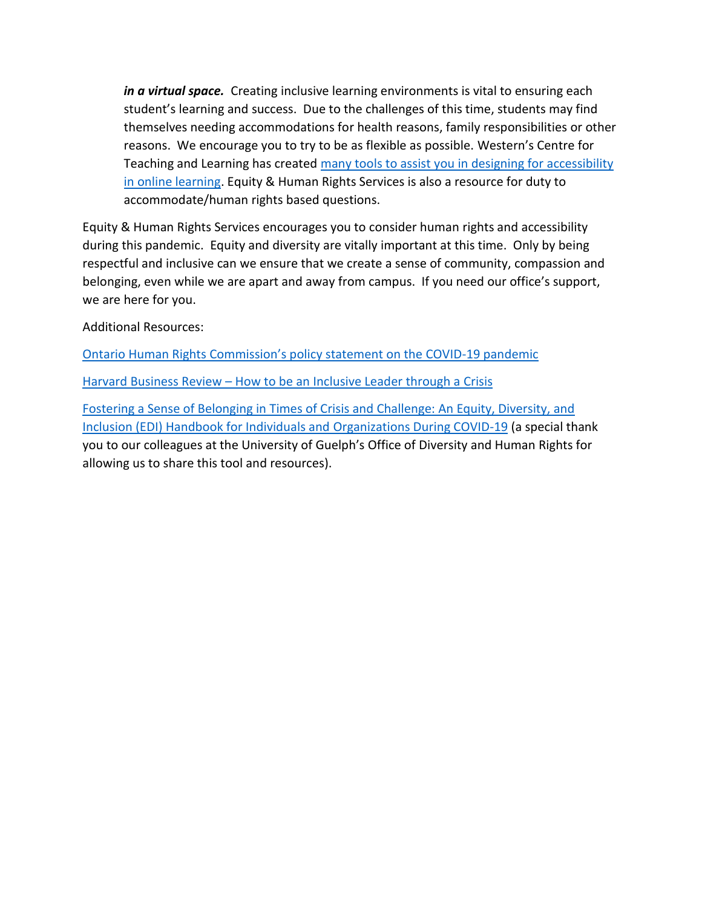***in a virtual space.*** Creating inclusive learning environments is vital to ensuring each student's learning and success. Due to the challenges of this time, students may find themselves needing accommodations for health reasons, family responsibilities or other reasons. We encourage you to try to be as flexible as possible. Western's Centre for Teaching and Learning has created many tools to assist you in designing for accessibility in online learning. Equity & Human Rights Services is also a resource for duty to accommodate/human rights based questions.

Equity & Human Rights Services encourages you to consider human rights and accessibility during this pandemic. Equity and diversity are vitally important at this time. Only by being respectful and inclusive can we ensure that we create a sense of community, compassion and belonging, even while we are apart and away from campus. If you need our office's support, we are here for you.

Additional Resources:

Ontario Human Rights Commission's policy statement on the COVID-19 pandemic

Harvard Business Review – How to be an Inclusive Leader through a Crisis

Fostering a Sense of Belonging in Times of Crisis and Challenge: An Equity, Diversity, and Inclusion (EDI) Handbook for Individuals and Organizations During COVID-19 (a special thank you to our colleagues at the University of Guelph's Office of Diversity and Human Rights for allowing us to share this tool and resources).